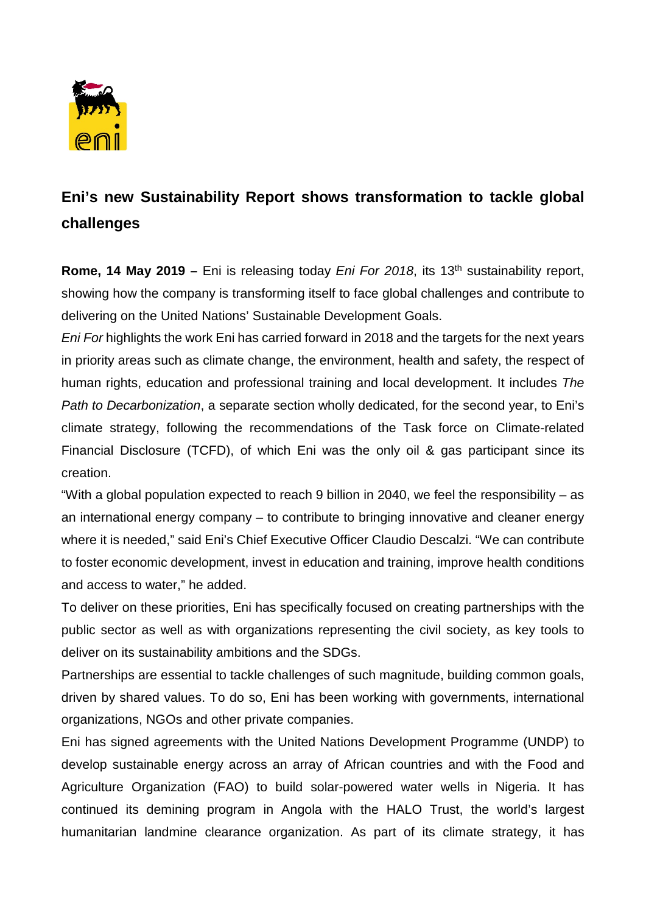# Eni's new Sustainability Report shows transformation to tackle global challenges

**Rome, 14 May 2019 –** Eni is releasing today *Eni For 2018*, its 13th sustainability report, showing how the company is transforming itself to face global challenges and contribute to delivering on the United Nations' Sustainable Development Goals.

*Eni For* highlights the work Eni has carried forward in 2018 and the targets for the next years in priority areas such as climate change, the environment, health and safety, the respect of human rights, education and professional training and local development. It includes *The Path to Decarbonization*, a separate section wholly dedicated, for the second year, to Eni's climate strategy, following the recommendations of the Task force on Climate-related Financial Disclosure (TCFD), of which Eni was the only oil & gas participant since its creation.

"With a global population expected to reach 9 billion in 2040, we feel the responsibility – as an international energy company – to contribute to bringing innovative and cleaner energy where it is needed," said Eni's Chief Executive Officer Claudio Descalzi. "We can contribute to foster economic development, invest in education and training, improve health conditions and access to water," he added.

To deliver on these priorities, Eni has specifically focused on creating partnerships with the public sector as well as with organizations representing the civil society, as key tools to deliver on its sustainability ambitions and the SDGs.

Partnerships are essential to tackle challenges of such magnitude, building common goals, driven by shared values. To do so, Eni has been working with governments, international organizations, NGOs and other private companies.

Eni has signed agreements with the United Nations Development Programme (UNDP) to develop sustainable energy across an array of African countries and with the Food and Agriculture Organization (FAO) to build solar-powered water wells in Nigeria. It has continued its demining program in Angola with the HALO Trust, the world's largest humanitarian landmine clearance organization. As part of its climate strategy, it has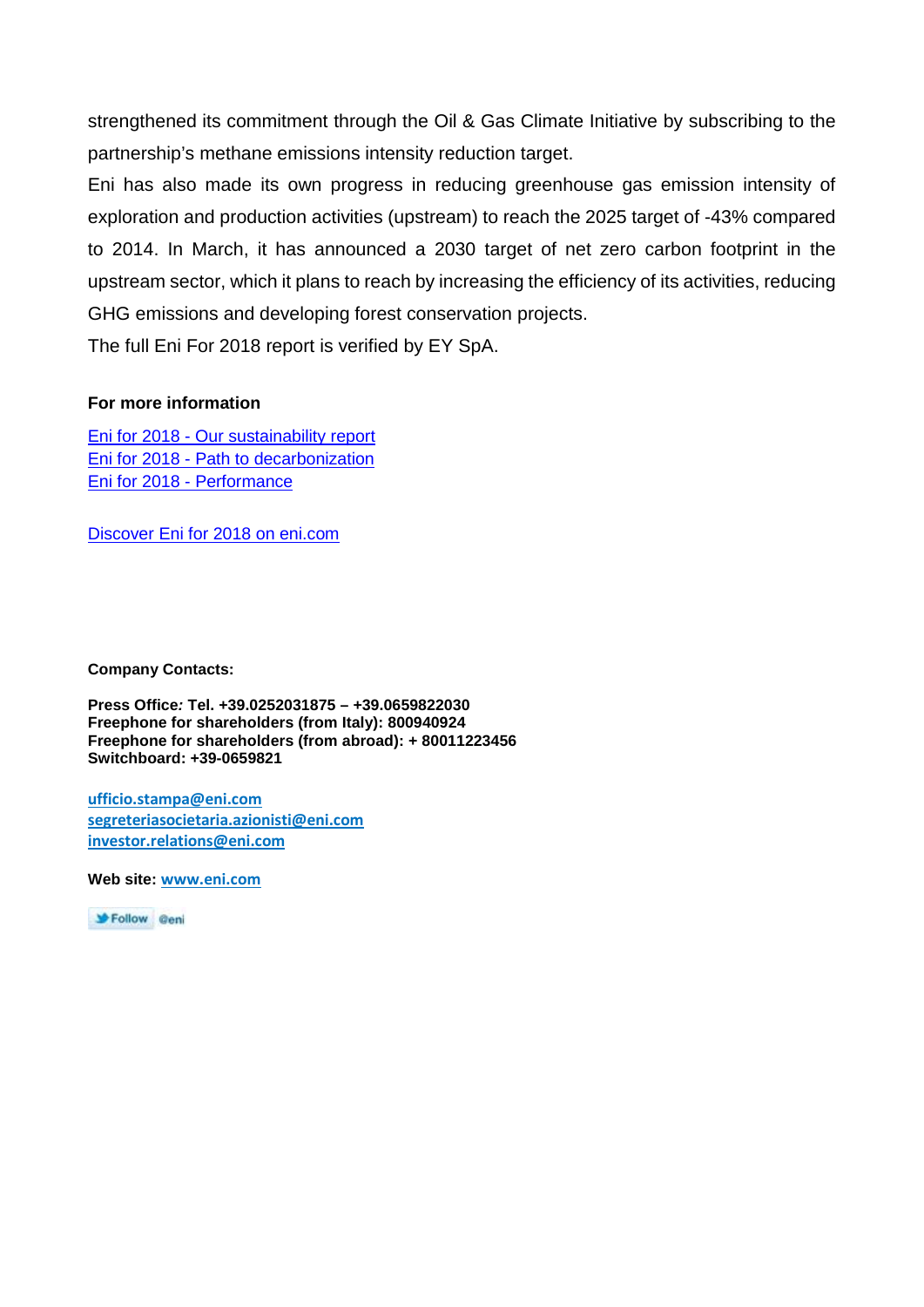strengthened its commitment through the Oil & Gas Climate Initiative by subscribing to the partnership's methane emissions intensity reduction target.

Eni has also made its own progress in reducing greenhouse gas emission intensity of exploration and production activities (upstream) to reach the 2025 target of -43% compared to 2014. In March, it has announced a 2030 target of net zero carbon footprint in the upstream sector, which it plans to reach by increasing the efficiency of its activities, reducing GHG emissions and developing forest conservation projects.

The full Eni For 2018 report is verified by EY SpA.

**For more information**

Eni for 2018 - Our sustainability report
Eni for 2018 - Path to decarbonization
Eni for 2018 - Performance

Discover Eni for 2018 on eni.com

**Company Contacts:**

**Press Office: Tel. +39.0252031875 – +39.0659822030**
**Freephone for shareholders (from Italy): 800940924**
**Freephone for shareholders (from abroad): + 80011223456**
**Switchboard: +39-0659821**

ufficio.stampa@eni.com
segreteriasocietaria.azionisti@eni.com
investor.relations@eni.com

**Web site:** www.eni.com

Follow @eni